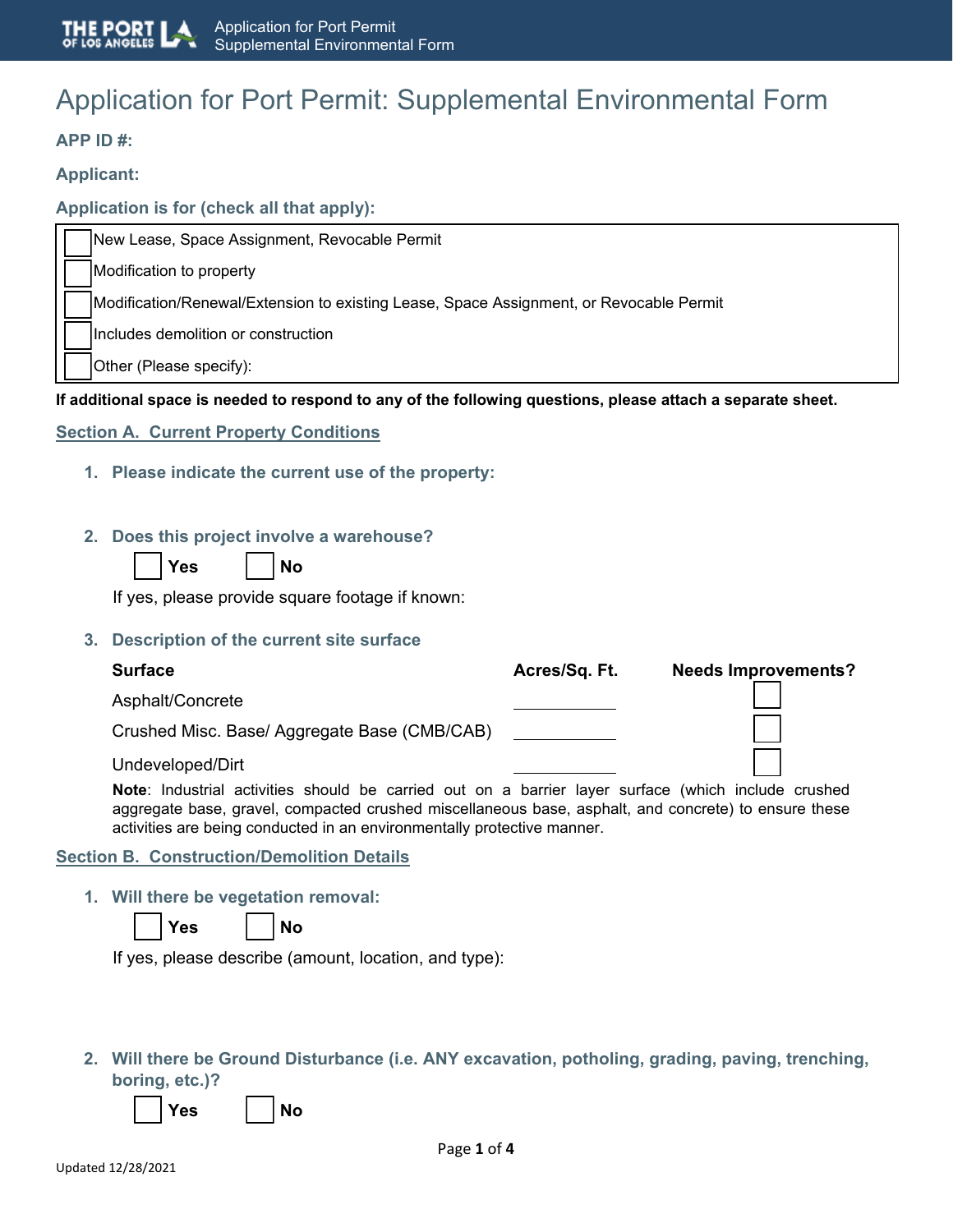# Application for Port Permit: Supplemental Environmental Form

**APP ID #:**

**Applicant:**

**Application is for (check all that apply):**

- ☐ New Lease, Space Assignment, Revocable Permit
- ☐ Modification to property
- ☐ Modification/Renewal/Extension to existing Lease, Space Assignment, or Revocable Permit
- ☐ Includes demolition or construction
- ☐ Other (Please specify):

**If additional space is needed to respond to any of the following questions, please attach a separate sheet.**

## Section A. Current Property Conditions

1. **Please indicate the current use of the property:**

2. **Does this project involve a warehouse?**

   ☐ **Yes** ☐ **No**

   If yes, please provide square footage if known:

3. **Description of the current site surface**

| Surface | Acres/Sq. Ft. | Needs Improvements? |
|---|---|---|
| Asphalt/Concrete | ______ | ☐ |
| Crushed Misc. Base/ Aggregate Base (CMB/CAB) | ______ | ☐ |
| Undeveloped/Dirt | ______ | ☐ |

**Note**: Industrial activities should be carried out on a barrier layer surface (which include crushed aggregate base, gravel, compacted crushed miscellaneous base, asphalt, and concrete) to ensure these activities are being conducted in an environmentally protective manner.

## Section B. Construction/Demolition Details

1. **Will there be vegetation removal:**

   ☐ **Yes** ☐ **No**

   If yes, please describe (amount, location, and type):

2. **Will there be Ground Disturbance (i.e. ANY excavation, potholing, grading, paving, trenching, boring, etc.)?**

   ☐ **Yes** ☐ **No**

Updated 12/28/2021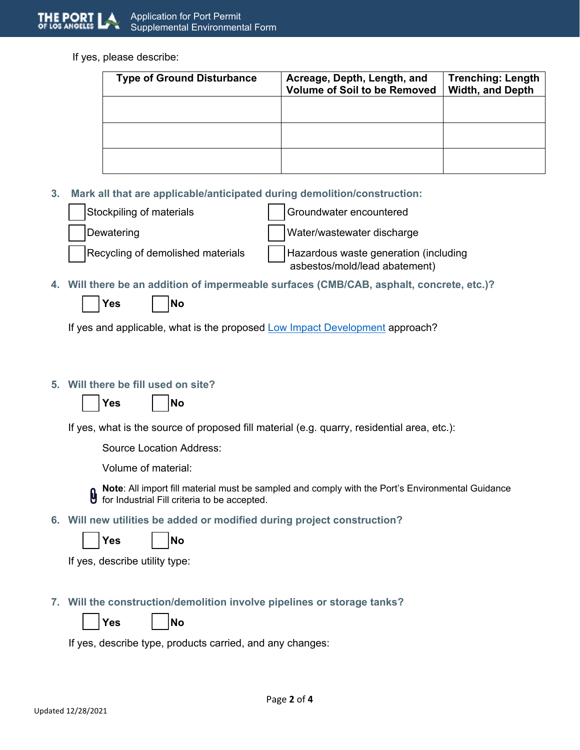If yes, please describe:

| Type of Ground Disturbance | Acreage, Depth, Length, and Volume of Soil to be Removed | Trenching: Length Width, and Depth |
|---|---|---|
| | | |
| | | |
| | | |

3. **Mark all that are applicable/anticipated during demolition/construction:**

- ☐ Stockpiling of materials
- ☐ Groundwater encountered
- ☐ Dewatering
- ☐ Water/wastewater discharge
- ☐ Recycling of demolished materials
- ☐ Hazardous waste generation (including asbestos/mold/lead abatement)

4. **Will there be an addition of impermeable surfaces (CMB/CAB, asphalt, concrete, etc.)?**

☐ **Yes** ☐ **No**

If yes and applicable, what is the proposed Low Impact Development approach?

5. **Will there be fill used on site?**

☐ **Yes** ☐ **No**

If yes, what is the source of proposed fill material (e.g. quarry, residential area, etc.):

Source Location Address:

Volume of material:

**Note**: All import fill material must be sampled and comply with the Port's Environmental Guidance for Industrial Fill criteria to be accepted.

6. **Will new utilities be added or modified during project construction?**

☐ **Yes** ☐ **No**

If yes, describe utility type:

7. **Will the construction/demolition involve pipelines or storage tanks?**

☐ **Yes** ☐ **No**

If yes, describe type, products carried, and any changes:

Updated 12/28/2021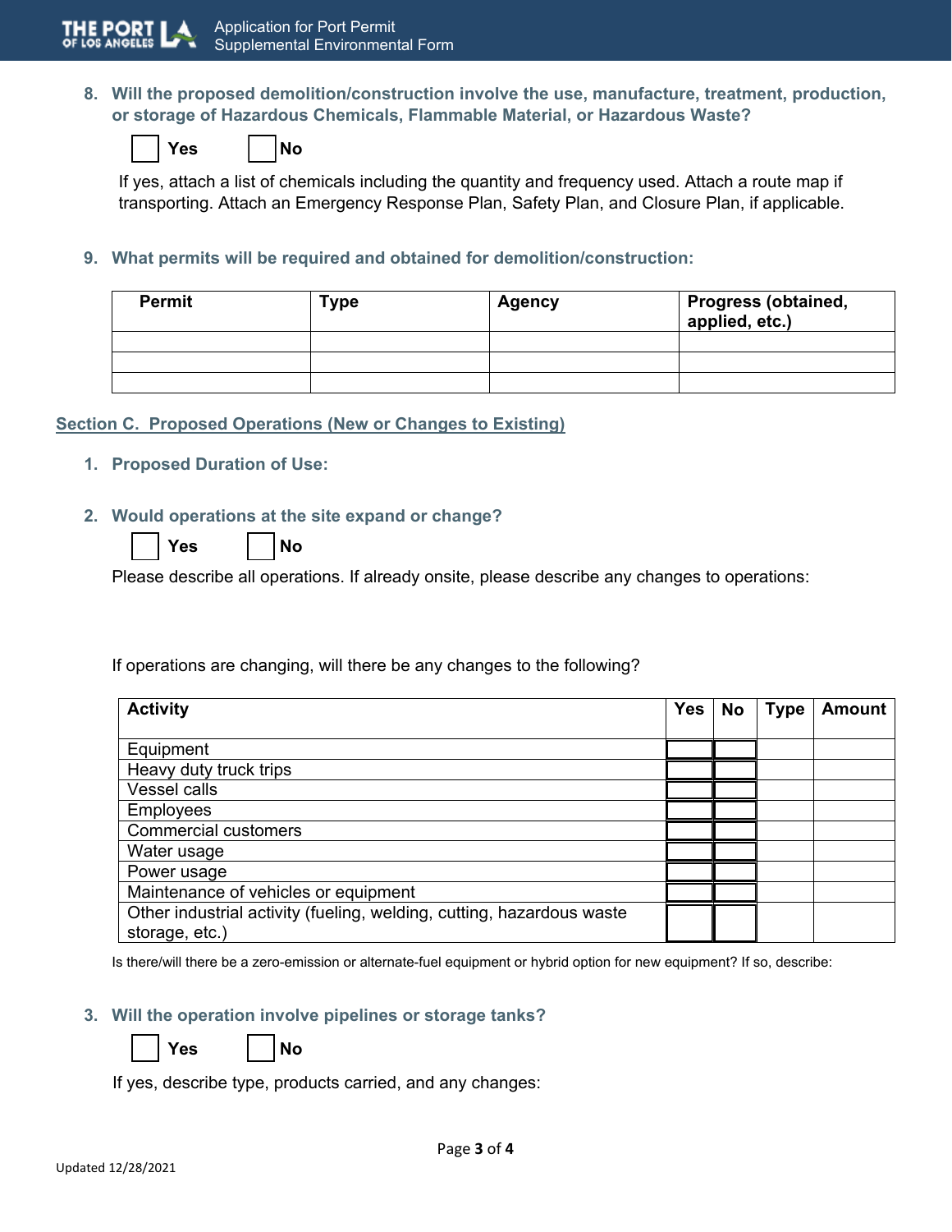8. **Will the proposed demolition/construction involve the use, manufacture, treatment, production, or storage of Hazardous Chemicals, Flammable Material, or Hazardous Waste?**

   ☐ **Yes** ☐ **No**

   If yes, attach a list of chemicals including the quantity and frequency used. Attach a route map if transporting. Attach an Emergency Response Plan, Safety Plan, and Closure Plan, if applicable.

9. **What permits will be required and obtained for demolition/construction:**

| Permit | Type | Agency | Progress (obtained, applied, etc.) |
|---|---|---|---|
| | | | |
| | | | |
| | | | |

## Section C. Proposed Operations (New or Changes to Existing)

1. **Proposed Duration of Use:**

2. **Would operations at the site expand or change?**

   ☐ **Yes** ☐ **No**

   Please describe all operations. If already onsite, please describe any changes to operations:

   If operations are changing, will there be any changes to the following?

| Activity | Yes | No | Type | Amount |
|---|---|---|---|---|
| Equipment | ☐ | ☐ | | |
| Heavy duty truck trips | ☐ | ☐ | | |
| Vessel calls | ☐ | ☐ | | |
| Employees | ☐ | ☐ | | |
| Commercial customers | ☐ | ☐ | | |
| Water usage | ☐ | ☐ | | |
| Power usage | ☐ | ☐ | | |
| Maintenance of vehicles or equipment | ☐ | ☐ | | |
| Other industrial activity (fueling, welding, cutting, hazardous waste storage, etc.) | ☐ | ☐ | | |

   Is there/will there be a zero-emission or alternate-fuel equipment or hybrid option for new equipment? If so, describe:

3. **Will the operation involve pipelines or storage tanks?**

   ☐ **Yes** ☐ **No**

   If yes, describe type, products carried, and any changes:

Updated 12/28/2021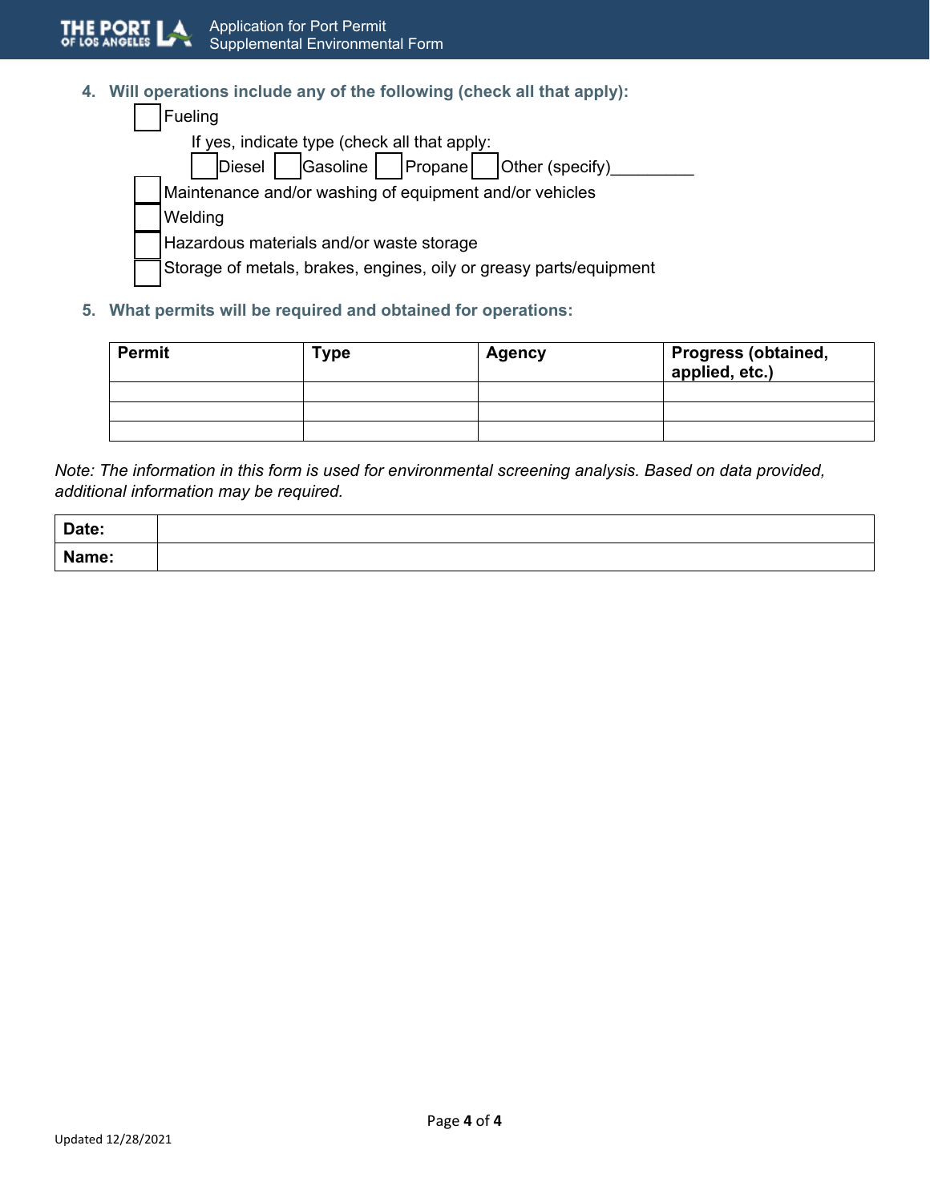4. **Will operations include any of the following (check all that apply):**

   - [ ] Fueling

     If yes, indicate type (check all that apply:

     - [ ] Diesel
     - [ ] Gasoline
     - [ ] Propane
     - [ ] Other (specify)_________

   - [ ] Maintenance and/or washing of equipment and/or vehicles
   - [ ] Welding
   - [ ] Hazardous materials and/or waste storage
   - [ ] Storage of metals, brakes, engines, oily or greasy parts/equipment

5. **What permits will be required and obtained for operations:**

| Permit | Type | Agency | Progress (obtained, applied, etc.) |
|---|---|---|---|
| | | | |
| | | | |
| | | | |

*Note: The information in this form is used for environmental screening analysis. Based on data provided, additional information may be required.*

| | |
|---|---|
| **Date:** | |
| **Name:** | |